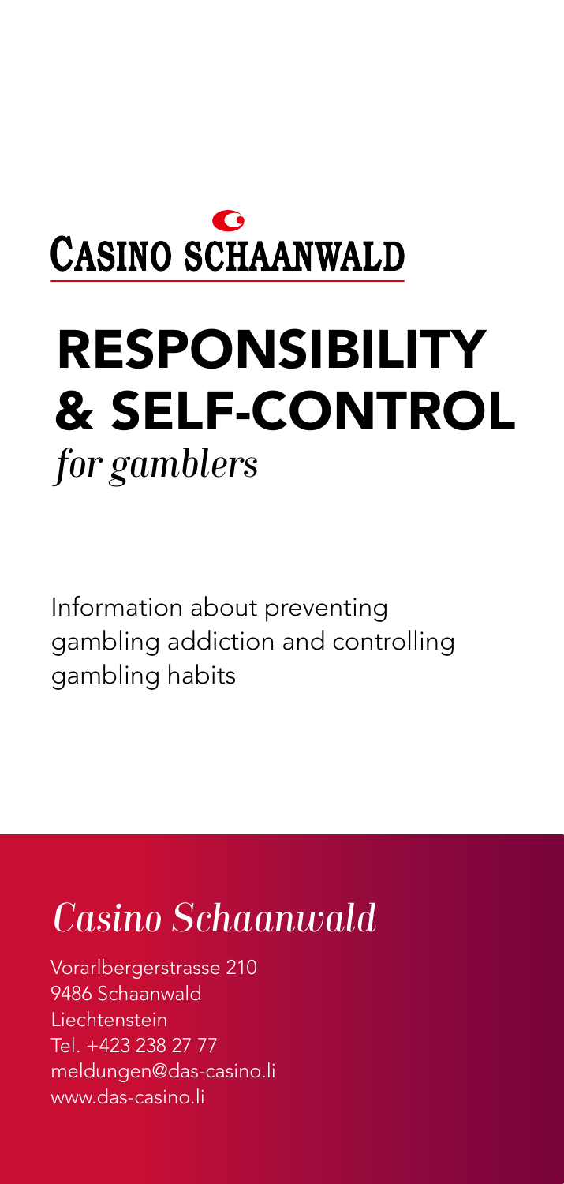CASINO SCHAANWALD

# RESPONSIBILITY & SELF-CONTROL

*for gamblers*

Information about preventing gambling addiction and controlling gambling habits

## *Casino Schaanwald*

Vorarlbergerstrasse 210
9486 Schaanwald
Liechtenstein
Tel. +423 238 27 77
meldungen@das-casino.li
www.das-casino.li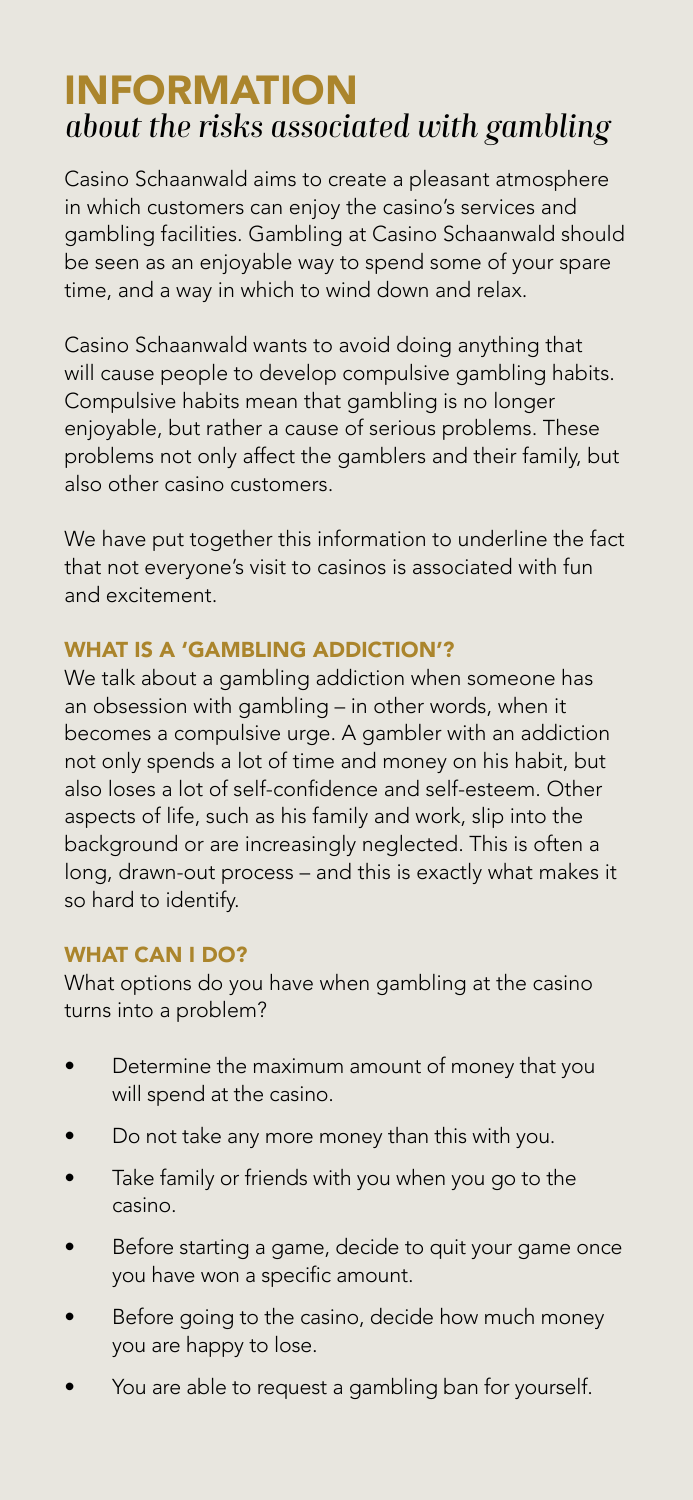# INFORMATION

*about the risks associated with gambling*

Casino Schaanwald aims to create a pleasant atmosphere in which customers can enjoy the casino's services and gambling facilities. Gambling at Casino Schaanwald should be seen as an enjoyable way to spend some of your spare time, and a way in which to wind down and relax.

Casino Schaanwald wants to avoid doing anything that will cause people to develop compulsive gambling habits. Compulsive habits mean that gambling is no longer enjoyable, but rather a cause of serious problems. These problems not only affect the gamblers and their family, but also other casino customers.

We have put together this information to underline the fact that not everyone's visit to casinos is associated with fun and excitement.

## WHAT IS A 'GAMBLING ADDICTION'?

We talk about a gambling addiction when someone has an obsession with gambling – in other words, when it becomes a compulsive urge. A gambler with an addiction not only spends a lot of time and money on his habit, but also loses a lot of self-confidence and self-esteem. Other aspects of life, such as his family and work, slip into the background or are increasingly neglected. This is often a long, drawn-out process – and this is exactly what makes it so hard to identify.

## WHAT CAN I DO?

What options do you have when gambling at the casino turns into a problem?

- Determine the maximum amount of money that you will spend at the casino.
- Do not take any more money than this with you.
- Take family or friends with you when you go to the casino.
- Before starting a game, decide to quit your game once you have won a specific amount.
- Before going to the casino, decide how much money you are happy to lose.
- You are able to request a gambling ban for yourself.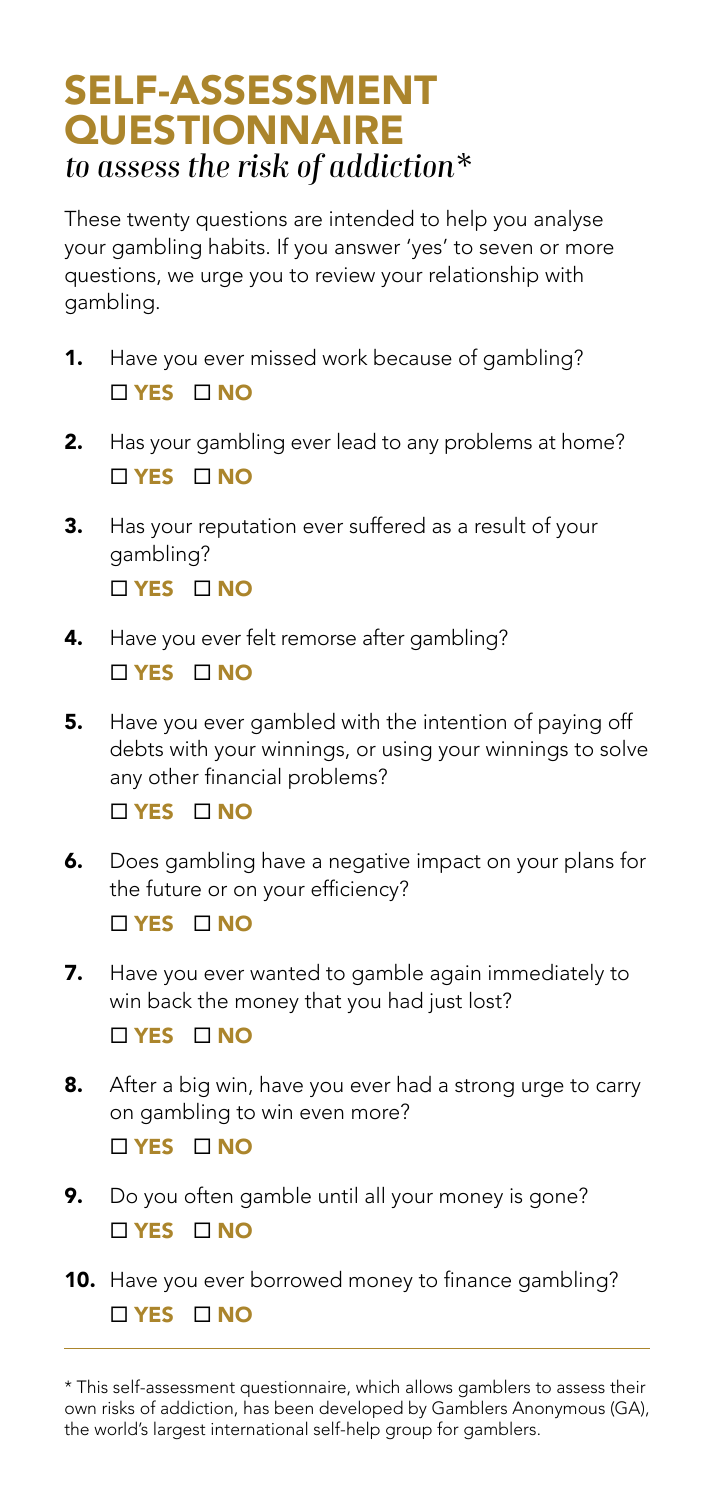# SELF-ASSESSMENT QUESTIONNAIRE

*to assess the risk of addiction**

These twenty questions are intended to help you analyse your gambling habits. If you answer 'yes' to seven or more questions, we urge you to review your relationship with gambling.

1. Have you ever missed work because of gambling?
   ☐ **YES** ☐ **NO**

2. Has your gambling ever lead to any problems at home?
   ☐ **YES** ☐ **NO**

3. Has your reputation ever suffered as a result of your gambling?
   ☐ **YES** ☐ **NO**

4. Have you ever felt remorse after gambling?
   ☐ **YES** ☐ **NO**

5. Have you ever gambled with the intention of paying off debts with your winnings, or using your winnings to solve any other financial problems?
   ☐ **YES** ☐ **NO**

6. Does gambling have a negative impact on your plans for the future or on your efficiency?
   ☐ **YES** ☐ **NO**

7. Have you ever wanted to gamble again immediately to win back the money that you had just lost?
   ☐ **YES** ☐ **NO**

8. After a big win, have you ever had a strong urge to carry on gambling to win even more?
   ☐ **YES** ☐ **NO**

9. Do you often gamble until all your money is gone?
   ☐ **YES** ☐ **NO**

10. Have you ever borrowed money to finance gambling?
    ☐ **YES** ☐ **NO**

---

* This self-assessment questionnaire, which allows gamblers to assess their own risks of addiction, has been developed by Gamblers Anonymous (GA), the world's largest international self-help group for gamblers.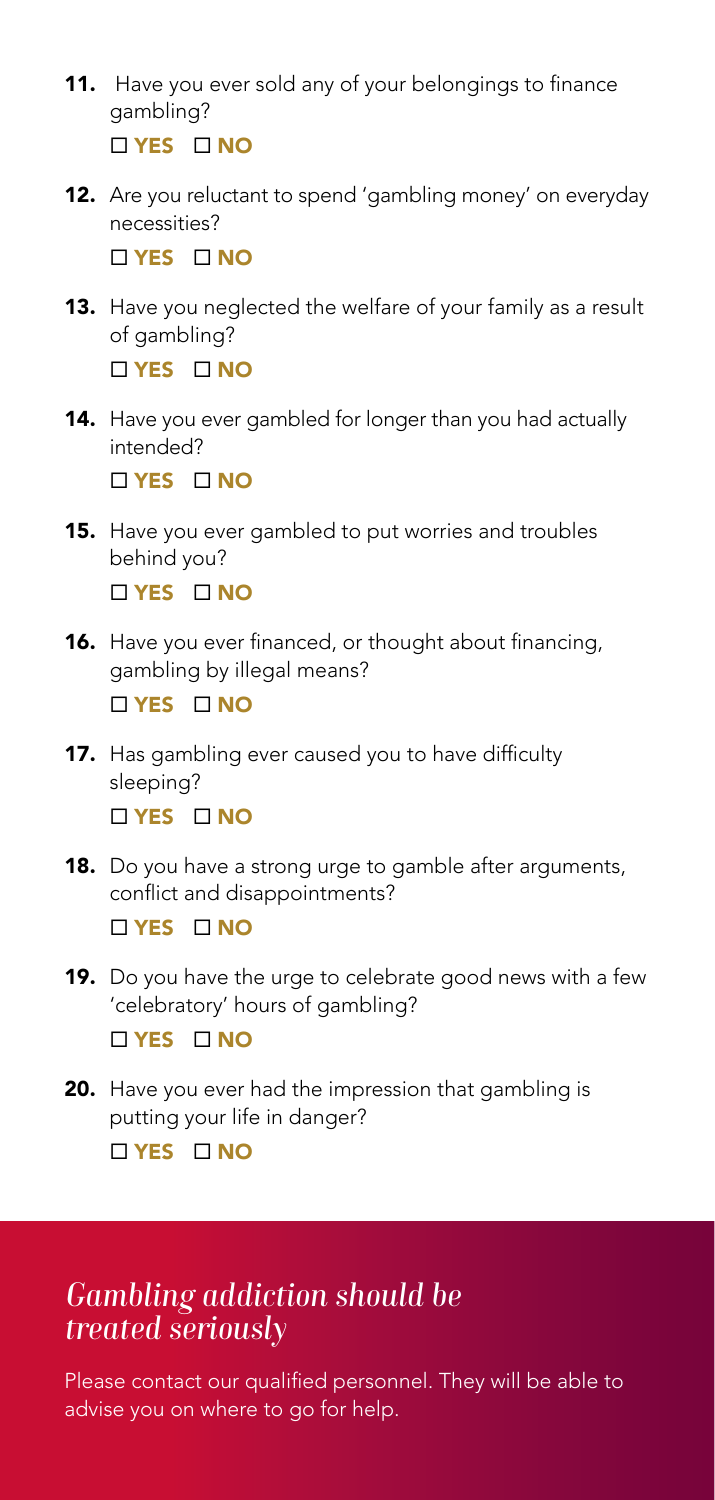11. Have you ever sold any of your belongings to finance gambling?

    ☐ **YES** ☐ **NO**

12. Are you reluctant to spend 'gambling money' on everyday necessities?

    ☐ **YES** ☐ **NO**

13. Have you neglected the welfare of your family as a result of gambling?

    ☐ **YES** ☐ **NO**

14. Have you ever gambled for longer than you had actually intended?

    ☐ **YES** ☐ **NO**

15. Have you ever gambled to put worries and troubles behind you?

    ☐ **YES** ☐ **NO**

16. Have you ever financed, or thought about financing, gambling by illegal means?

    ☐ **YES** ☐ **NO**

17. Has gambling ever caused you to have difficulty sleeping?

    ☐ **YES** ☐ **NO**

18. Do you have a strong urge to gamble after arguments, conflict and disappointments?

    ☐ **YES** ☐ **NO**

19. Do you have the urge to celebrate good news with a few 'celebratory' hours of gambling?

    ☐ **YES** ☐ **NO**

20. Have you ever had the impression that gambling is putting your life in danger?

    ☐ **YES** ☐ **NO**

## *Gambling addiction should be treated seriously*

Please contact our qualified personnel. They will be able to advise you on where to go for help.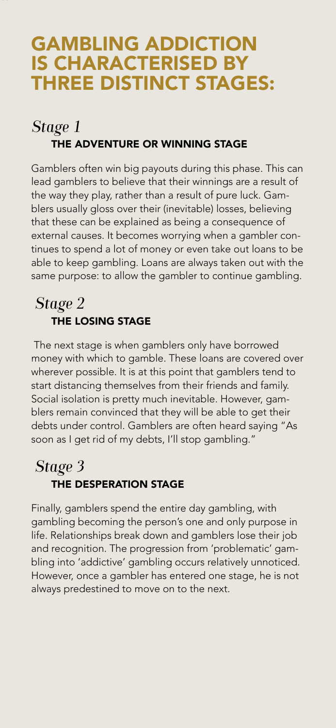# GAMBLING ADDICTION IS CHARACTERISED BY THREE DISTINCT STAGES:

## *Stage 1*
### THE ADVENTURE OR WINNING STAGE

Gamblers often win big payouts during this phase. This can lead gamblers to believe that their winnings are a result of the way they play, rather than a result of pure luck. Gamblers usually gloss over their (inevitable) losses, believing that these can be explained as being a consequence of external causes. It becomes worrying when a gambler continues to spend a lot of money or even take out loans to be able to keep gambling. Loans are always taken out with the same purpose: to allow the gambler to continue gambling.

## *Stage 2*
### THE LOSING STAGE

The next stage is when gamblers only have borrowed money with which to gamble. These loans are covered over wherever possible. It is at this point that gamblers tend to start distancing themselves from their friends and family. Social isolation is pretty much inevitable. However, gamblers remain convinced that they will be able to get their debts under control. Gamblers are often heard saying "As soon as I get rid of my debts, I'll stop gambling."

## *Stage 3*
### THE DESPERATION STAGE

Finally, gamblers spend the entire day gambling, with gambling becoming the person's one and only purpose in life. Relationships break down and gamblers lose their job and recognition. The progression from 'problematic' gambling into 'addictive' gambling occurs relatively unnoticed. However, once a gambler has entered one stage, he is not always predestined to move on to the next.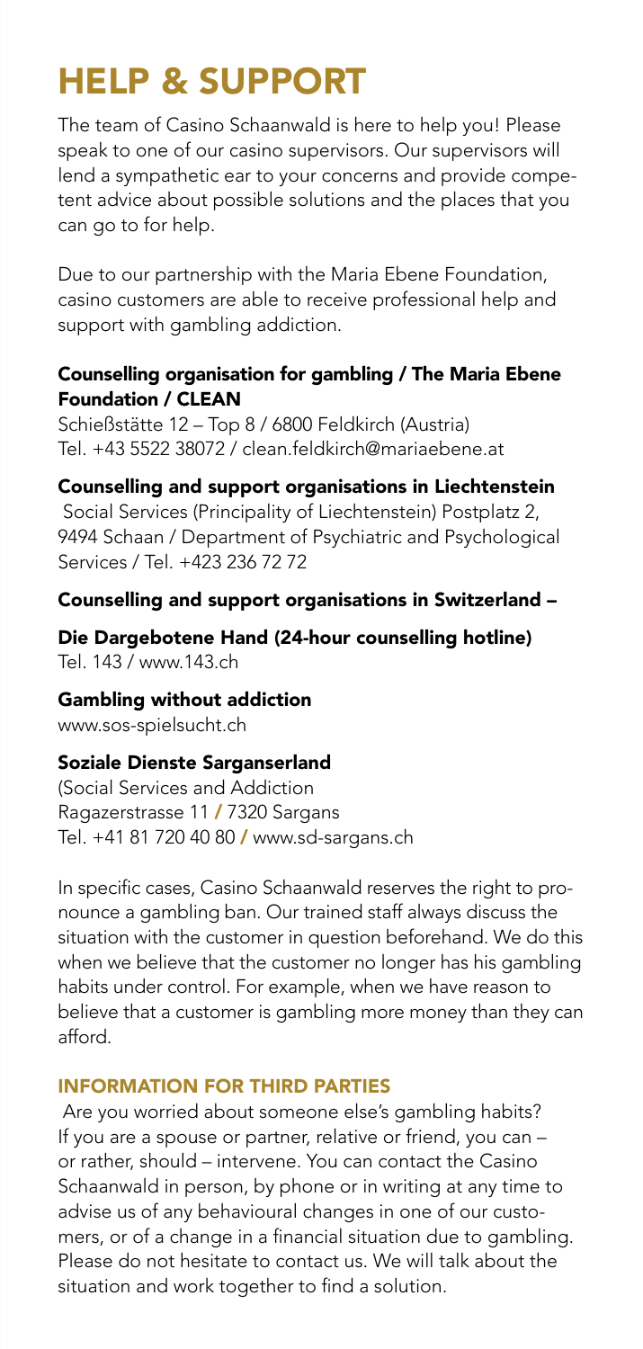# HELP & SUPPORT

The team of Casino Schaanwald is here to help you! Please speak to one of our casino supervisors. Our supervisors will lend a sympathetic ear to your concerns and provide competent advice about possible solutions and the places that you can go to for help.

Due to our partnership with the Maria Ebene Foundation, casino customers are able to receive professional help and support with gambling addiction.

**Counselling organisation for gambling / The Maria Ebene Foundation / CLEAN**
Schießstätte 12 – Top 8 / 6800 Feldkirch (Austria)
Tel. +43 5522 38072 / clean.feldkirch@mariaebene.at

**Counselling and support organisations in Liechtenstein**
Social Services (Principality of Liechtenstein) Postplatz 2, 9494 Schaan / Department of Psychiatric and Psychological Services / Tel. +423 236 72 72

**Counselling and support organisations in Switzerland –**

**Die Dargebotene Hand (24-hour counselling hotline)**
Tel. 143 / www.143.ch

**Gambling without addiction**
www.sos-spielsucht.ch

**Soziale Dienste Sarganserland**
(Social Services and Addiction
Ragazerstrasse 11 / 7320 Sargans
Tel. +41 81 720 40 80 / www.sd-sargans.ch

In specific cases, Casino Schaanwald reserves the right to pronounce a gambling ban. Our trained staff always discuss the situation with the customer in question beforehand. We do this when we believe that the customer no longer has his gambling habits under control. For example, when we have reason to believe that a customer is gambling more money than they can afford.

## INFORMATION FOR THIRD PARTIES

Are you worried about someone else's gambling habits? If you are a spouse or partner, relative or friend, you can – or rather, should – intervene. You can contact the Casino Schaanwald in person, by phone or in writing at any time to advise us of any behavioural changes in one of our customers, or of a change in a financial situation due to gambling. Please do not hesitate to contact us. We will talk about the situation and work together to find a solution.